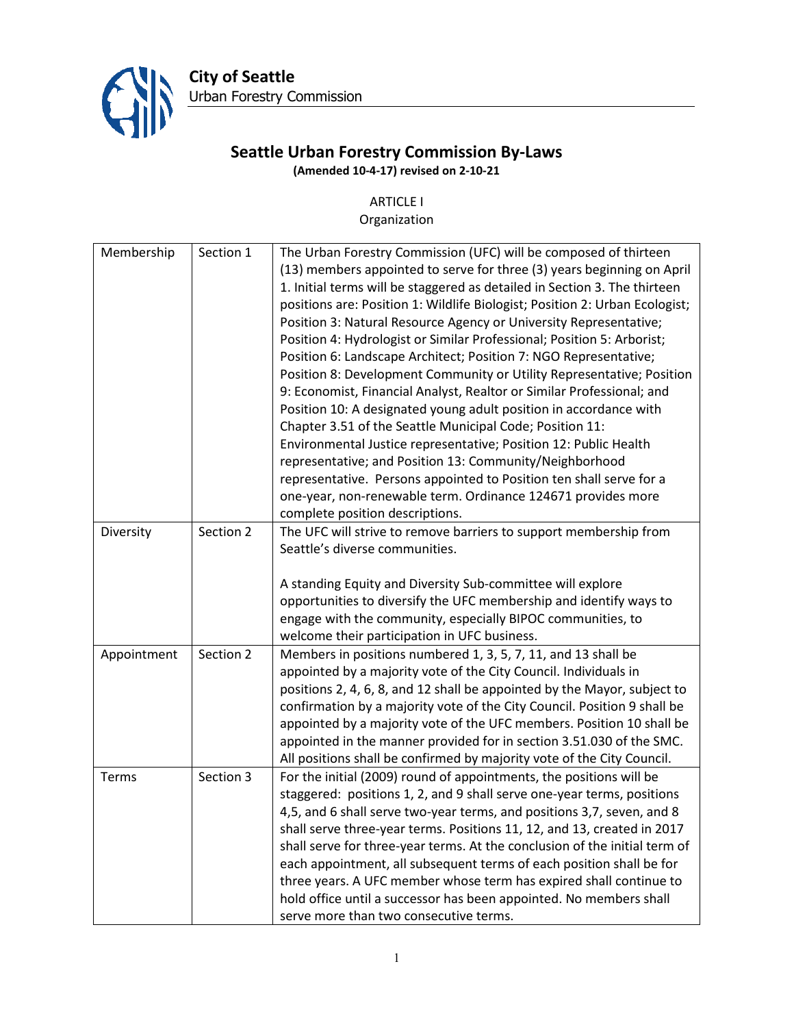City of Seattle
Urban Forestry Commission

# Seattle Urban Forestry Commission By-Laws

**(Amended 10-4-17) revised on 2-10-21**

## ARTICLE I
Organization

| | | |
|---|---|---|
| Membership | Section 1 | The Urban Forestry Commission (UFC) will be composed of thirteen (13) members appointed to serve for three (3) years beginning on April 1. Initial terms will be staggered as detailed in Section 3. The thirteen positions are: Position 1: Wildlife Biologist; Position 2: Urban Ecologist; Position 3: Natural Resource Agency or University Representative; Position 4: Hydrologist or Similar Professional; Position 5: Arborist; Position 6: Landscape Architect; Position 7: NGO Representative; Position 8: Development Community or Utility Representative; Position 9: Economist, Financial Analyst, Realtor or Similar Professional; and Position 10: A designated young adult position in accordance with Chapter 3.51 of the Seattle Municipal Code; Position 11: Environmental Justice representative; Position 12: Public Health representative; and Position 13: Community/Neighborhood representative. Persons appointed to Position ten shall serve for a one-year, non-renewable term. Ordinance 124671 provides more complete position descriptions. |
| Diversity | Section 2 | The UFC will strive to remove barriers to support membership from Seattle's diverse communities.<br><br>A standing Equity and Diversity Sub-committee will explore opportunities to diversify the UFC membership and identify ways to engage with the community, especially BIPOC communities, to welcome their participation in UFC business. |
| Appointment | Section 2 | Members in positions numbered 1, 3, 5, 7, 11, and 13 shall be appointed by a majority vote of the City Council. Individuals in positions 2, 4, 6, 8, and 12 shall be appointed by the Mayor, subject to confirmation by a majority vote of the City Council. Position 9 shall be appointed by a majority vote of the UFC members. Position 10 shall be appointed in the manner provided for in section 3.51.030 of the SMC. All positions shall be confirmed by majority vote of the City Council. |
| Terms | Section 3 | For the initial (2009) round of appointments, the positions will be staggered: positions 1, 2, and 9 shall serve one-year terms, positions 4,5, and 6 shall serve two-year terms, and positions 3,7, seven, and 8 shall serve three-year terms. Positions 11, 12, and 13, created in 2017 shall serve for three-year terms. At the conclusion of the initial term of each appointment, all subsequent terms of each position shall be for three years. A UFC member whose term has expired shall continue to hold office until a successor has been appointed. No members shall serve more than two consecutive terms. |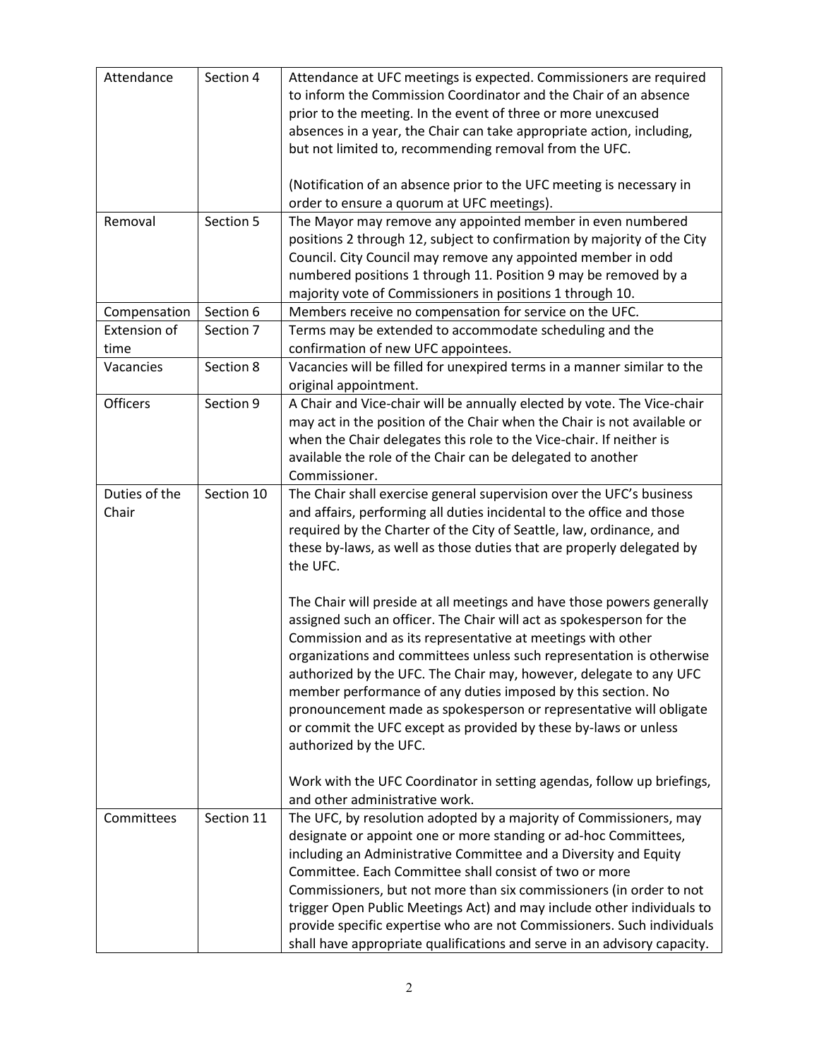| Attendance | Section 4 | Attendance at UFC meetings is expected. Commissioners are required to inform the Commission Coordinator and the Chair of an absence prior to the meeting. In the event of three or more unexcused absences in a year, the Chair can take appropriate action, including, but not limited to, recommending removal from the UFC.<br><br>(Notification of an absence prior to the UFC meeting is necessary in order to ensure a quorum at UFC meetings). |
|---|---|---|
| Removal | Section 5 | The Mayor may remove any appointed member in even numbered positions 2 through 12, subject to confirmation by majority of the City Council. City Council may remove any appointed member in odd numbered positions 1 through 11. Position 9 may be removed by a majority vote of Commissioners in positions 1 through 10. |
| Compensation | Section 6 | Members receive no compensation for service on the UFC. |
| Extension of time | Section 7 | Terms may be extended to accommodate scheduling and the confirmation of new UFC appointees. |
| Vacancies | Section 8 | Vacancies will be filled for unexpired terms in a manner similar to the original appointment. |
| Officers | Section 9 | A Chair and Vice-chair will be annually elected by vote. The Vice-chair may act in the position of the Chair when the Chair is not available or when the Chair delegates this role to the Vice-chair. If neither is available the role of the Chair can be delegated to another Commissioner. |
| Duties of the Chair | Section 10 | The Chair shall exercise general supervision over the UFC's business and affairs, performing all duties incidental to the office and those required by the Charter of the City of Seattle, law, ordinance, and these by-laws, as well as those duties that are properly delegated by the UFC.<br><br>The Chair will preside at all meetings and have those powers generally assigned such an officer. The Chair will act as spokesperson for the Commission and as its representative at meetings with other organizations and committees unless such representation is otherwise authorized by the UFC. The Chair may, however, delegate to any UFC member performance of any duties imposed by this section. No pronouncement made as spokesperson or representative will obligate or commit the UFC except as provided by these by-laws or unless authorized by the UFC.<br><br>Work with the UFC Coordinator in setting agendas, follow up briefings, and other administrative work. |
| Committees | Section 11 | The UFC, by resolution adopted by a majority of Commissioners, may designate or appoint one or more standing or ad-hoc Committees, including an Administrative Committee and a Diversity and Equity Committee. Each Committee shall consist of two or more Commissioners, but not more than six commissioners (in order to not trigger Open Public Meetings Act) and may include other individuals to provide specific expertise who are not Commissioners. Such individuals shall have appropriate qualifications and serve in an advisory capacity. |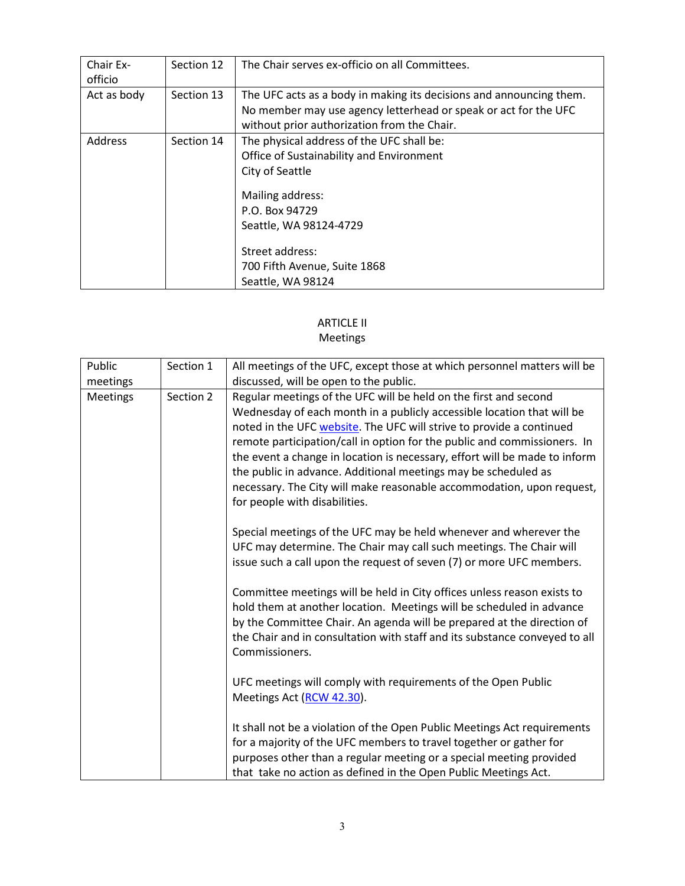| Chair Ex-officio | Section 12 | The Chair serves ex-officio on all Committees. |
|---|---|---|
| Act as body | Section 13 | The UFC acts as a body in making its decisions and announcing them. No member may use agency letterhead or speak or act for the UFC without prior authorization from the Chair. |
| Address | Section 14 | The physical address of the UFC shall be:<br>Office of Sustainability and Environment<br>City of Seattle<br><br>Mailing address:<br>P.O. Box 94729<br>Seattle, WA 98124-4729<br><br>Street address:<br>700 Fifth Avenue, Suite 1868<br>Seattle, WA 98124 |

## ARTICLE II
## Meetings

| Public meetings | Section 1 | All meetings of the UFC, except those at which personnel matters will be discussed, will be open to the public. |
|---|---|---|
| Meetings | Section 2 | Regular meetings of the UFC will be held on the first and second Wednesday of each month in a publicly accessible location that will be noted in the UFC website. The UFC will strive to provide a continued remote participation/call in option for the public and commissioners. In the event a change in location is necessary, effort will be made to inform the public in advance. Additional meetings may be scheduled as necessary. The City will make reasonable accommodation, upon request, for people with disabilities.<br><br>Special meetings of the UFC may be held whenever and wherever the UFC may determine. The Chair may call such meetings. The Chair will issue such a call upon the request of seven (7) or more UFC members.<br><br>Committee meetings will be held in City offices unless reason exists to hold them at another location. Meetings will be scheduled in advance by the Committee Chair. An agenda will be prepared at the direction of the Chair and in consultation with staff and its substance conveyed to all Commissioners.<br><br>UFC meetings will comply with requirements of the Open Public Meetings Act (RCW 42.30).<br><br>It shall not be a violation of the Open Public Meetings Act requirements for a majority of the UFC members to travel together or gather for purposes other than a regular meeting or a special meeting provided that take no action as defined in the Open Public Meetings Act. |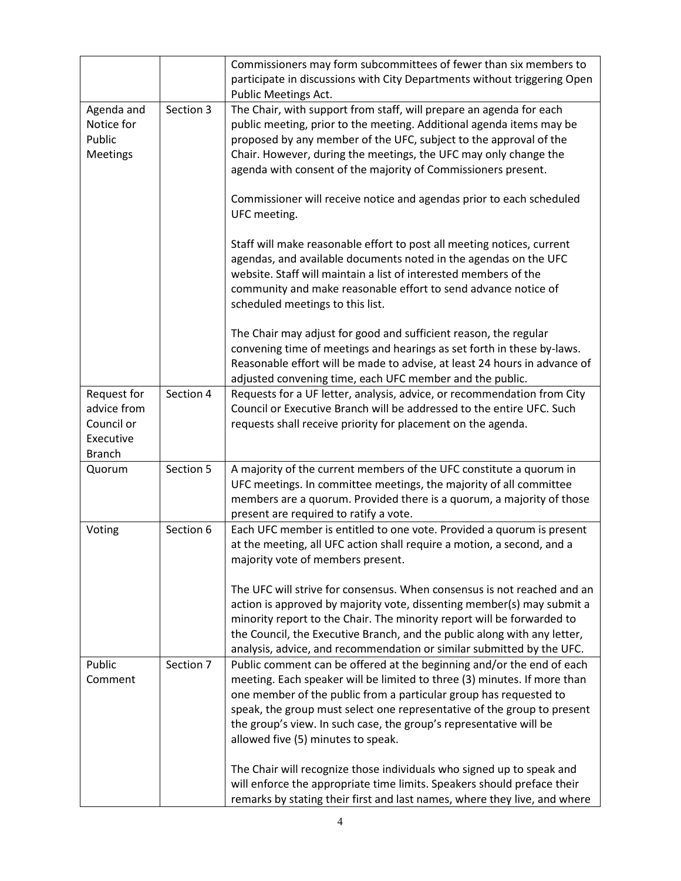| | | |
|---|---|---|
| | | Commissioners may form subcommittees of fewer than six members to participate in discussions with City Departments without triggering Open Public Meetings Act. |
| Agenda and Notice for Public Meetings | Section 3 | The Chair, with support from staff, will prepare an agenda for each public meeting, prior to the meeting. Additional agenda items may be proposed by any member of the UFC, subject to the approval of the Chair. However, during the meetings, the UFC may only change the agenda with consent of the majority of Commissioners present.<br><br>Commissioner will receive notice and agendas prior to each scheduled UFC meeting.<br><br>Staff will make reasonable effort to post all meeting notices, current agendas, and available documents noted in the agendas on the UFC website. Staff will maintain a list of interested members of the community and make reasonable effort to send advance notice of scheduled meetings to this list.<br><br>The Chair may adjust for good and sufficient reason, the regular convening time of meetings and hearings as set forth in these by-laws. Reasonable effort will be made to advise, at least 24 hours in advance of adjusted convening time, each UFC member and the public. |
| Request for advice from Council or Executive Branch | Section 4 | Requests for a UF letter, analysis, advice, or recommendation from City Council or Executive Branch will be addressed to the entire UFC. Such requests shall receive priority for placement on the agenda. |
| Quorum | Section 5 | A majority of the current members of the UFC constitute a quorum in UFC meetings. In committee meetings, the majority of all committee members are a quorum. Provided there is a quorum, a majority of those present are required to ratify a vote. |
| Voting | Section 6 | Each UFC member is entitled to one vote. Provided a quorum is present at the meeting, all UFC action shall require a motion, a second, and a majority vote of members present.<br><br>The UFC will strive for consensus. When consensus is not reached and an action is approved by majority vote, dissenting member(s) may submit a minority report to the Chair. The minority report will be forwarded to the Council, the Executive Branch, and the public along with any letter, analysis, advice, and recommendation or similar submitted by the UFC. |
| Public Comment | Section 7 | Public comment can be offered at the beginning and/or the end of each meeting. Each speaker will be limited to three (3) minutes. If more than one member of the public from a particular group has requested to speak, the group must select one representative of the group to present the group's view. In such case, the group's representative will be allowed five (5) minutes to speak.<br><br>The Chair will recognize those individuals who signed up to speak and will enforce the appropriate time limits. Speakers should preface their remarks by stating their first and last names, where they live, and where |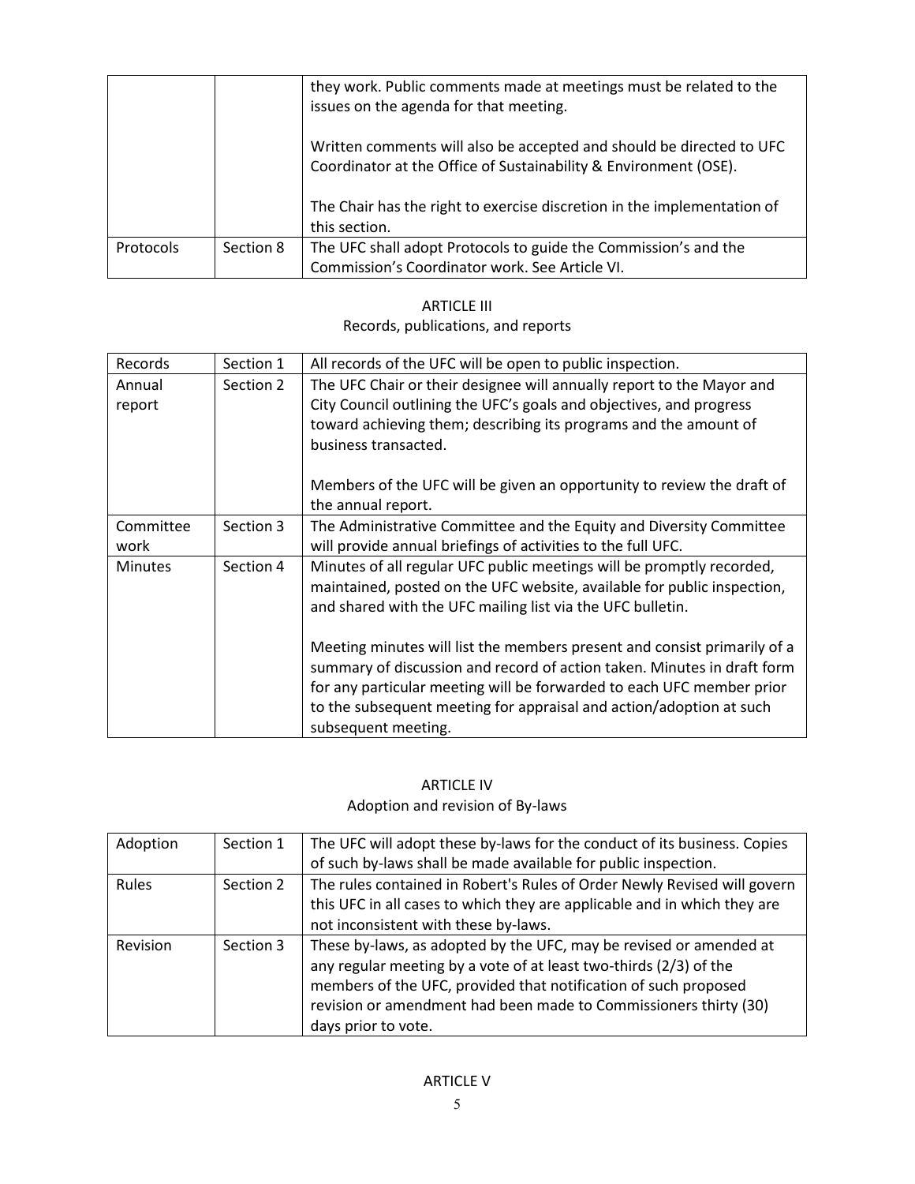| | | |
|---|---|---|
| | | they work. Public comments made at meetings must be related to the issues on the agenda for that meeting.<br><br>Written comments will also be accepted and should be directed to UFC Coordinator at the Office of Sustainability & Environment (OSE).<br><br>The Chair has the right to exercise discretion in the implementation of this section. |
| Protocols | Section 8 | The UFC shall adopt Protocols to guide the Commission's and the Commission's Coordinator work. See Article VI. |

## ARTICLE III
### Records, publications, and reports

| | | |
|---|---|---|
| Records | Section 1 | All records of the UFC will be open to public inspection. |
| Annual report | Section 2 | The UFC Chair or their designee will annually report to the Mayor and City Council outlining the UFC's goals and objectives, and progress toward achieving them; describing its programs and the amount of business transacted.<br><br>Members of the UFC will be given an opportunity to review the draft of the annual report. |
| Committee work | Section 3 | The Administrative Committee and the Equity and Diversity Committee will provide annual briefings of activities to the full UFC. |
| Minutes | Section 4 | Minutes of all regular UFC public meetings will be promptly recorded, maintained, posted on the UFC website, available for public inspection, and shared with the UFC mailing list via the UFC bulletin.<br><br>Meeting minutes will list the members present and consist primarily of a summary of discussion and record of action taken. Minutes in draft form for any particular meeting will be forwarded to each UFC member prior to the subsequent meeting for appraisal and action/adoption at such subsequent meeting. |

## ARTICLE IV
### Adoption and revision of By-laws

| | | |
|---|---|---|
| Adoption | Section 1 | The UFC will adopt these by-laws for the conduct of its business. Copies of such by-laws shall be made available for public inspection. |
| Rules | Section 2 | The rules contained in Robert's Rules of Order Newly Revised will govern this UFC in all cases to which they are applicable and in which they are not inconsistent with these by-laws. |
| Revision | Section 3 | These by-laws, as adopted by the UFC, may be revised or amended at any regular meeting by a vote of at least two-thirds (2/3) of the members of the UFC, provided that notification of such proposed revision or amendment had been made to Commissioners thirty (30) days prior to vote. |

## ARTICLE V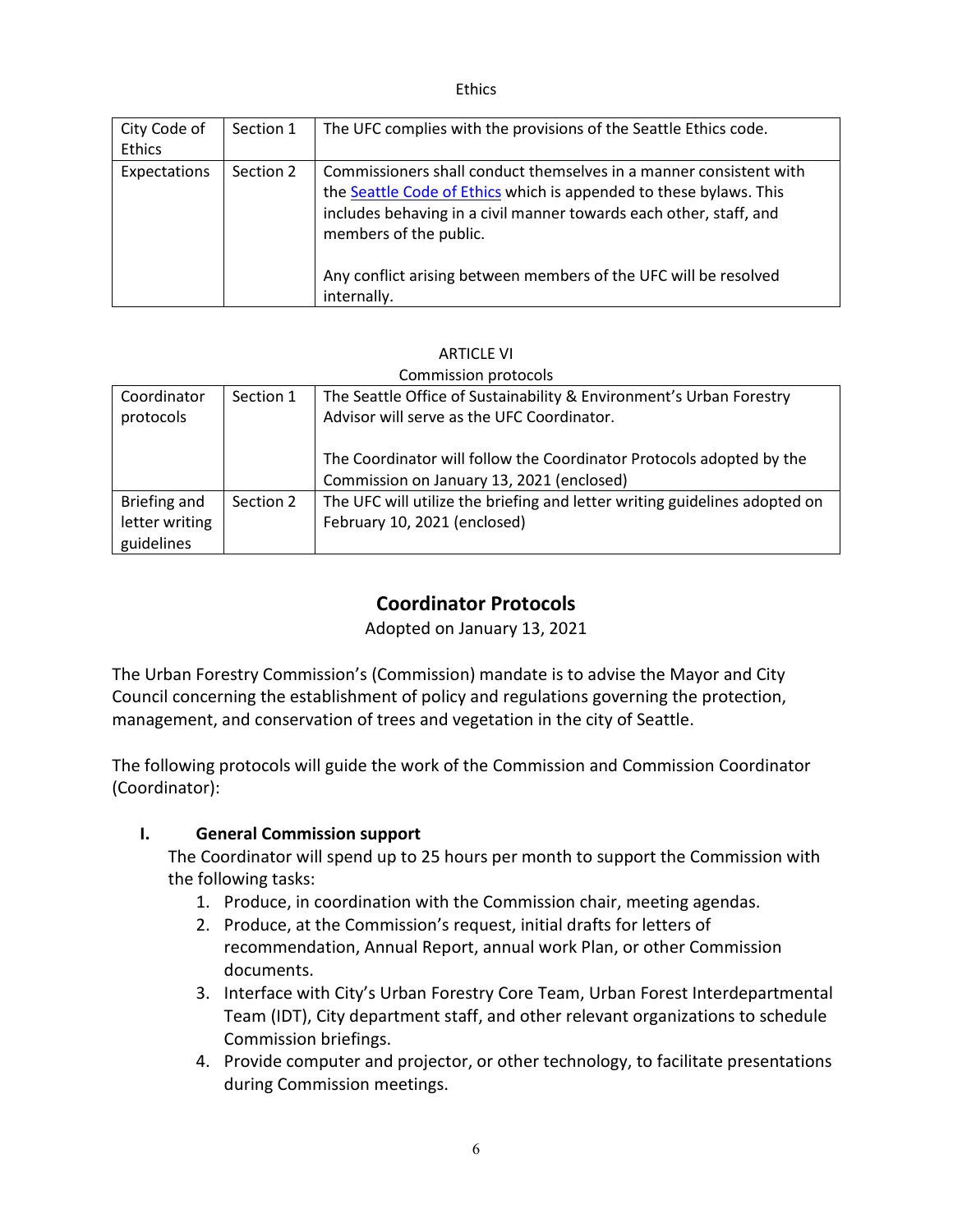Ethics

| City Code of Ethics | Section 1 | The UFC complies with the provisions of the Seattle Ethics code. |
|---|---|---|
| Expectations | Section 2 | Commissioners shall conduct themselves in a manner consistent with the [Seattle Code of Ethics] which is appended to these bylaws. This includes behaving in a civil manner towards each other, staff, and members of the public.<br><br>Any conflict arising between members of the UFC will be resolved internally. |

ARTICLE VI

Commission protocols

| Coordinator protocols | Section 1 | The Seattle Office of Sustainability & Environment's Urban Forestry Advisor will serve as the UFC Coordinator.<br><br>The Coordinator will follow the Coordinator Protocols adopted by the Commission on January 13, 2021 (enclosed) |
|---|---|---|
| Briefing and letter writing guidelines | Section 2 | The UFC will utilize the briefing and letter writing guidelines adopted on February 10, 2021 (enclosed) |

## Coordinator Protocols

Adopted on January 13, 2021

The Urban Forestry Commission's (Commission) mandate is to advise the Mayor and City Council concerning the establishment of policy and regulations governing the protection, management, and conservation of trees and vegetation in the city of Seattle.

The following protocols will guide the work of the Commission and Commission Coordinator (Coordinator):

### I. General Commission support

The Coordinator will spend up to 25 hours per month to support the Commission with the following tasks:

1. Produce, in coordination with the Commission chair, meeting agendas.
2. Produce, at the Commission's request, initial drafts for letters of recommendation, Annual Report, annual work Plan, or other Commission documents.
3. Interface with City's Urban Forestry Core Team, Urban Forest Interdepartmental Team (IDT), City department staff, and other relevant organizations to schedule Commission briefings.
4. Provide computer and projector, or other technology, to facilitate presentations during Commission meetings.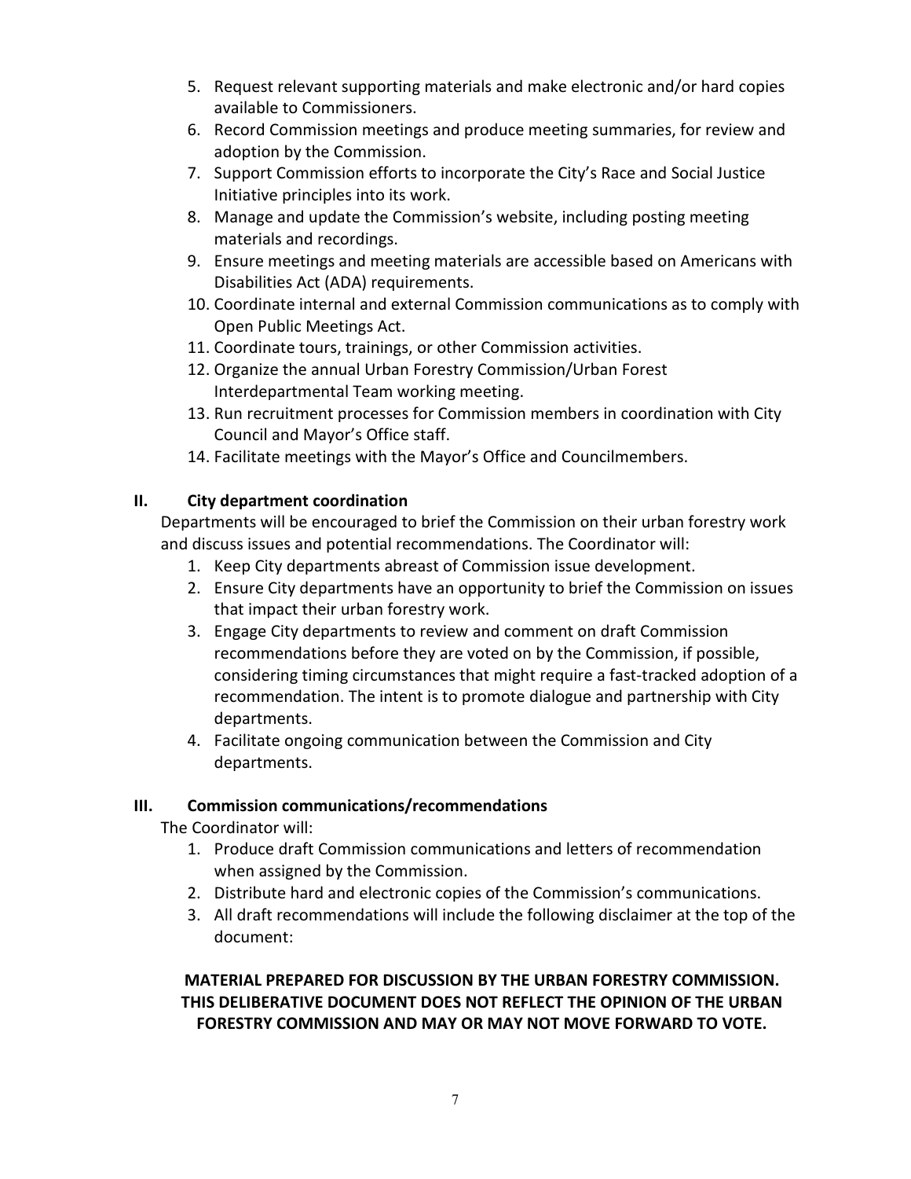5. Request relevant supporting materials and make electronic and/or hard copies available to Commissioners.
6. Record Commission meetings and produce meeting summaries, for review and adoption by the Commission.
7. Support Commission efforts to incorporate the City's Race and Social Justice Initiative principles into its work.
8. Manage and update the Commission's website, including posting meeting materials and recordings.
9. Ensure meetings and meeting materials are accessible based on Americans with Disabilities Act (ADA) requirements.
10. Coordinate internal and external Commission communications as to comply with Open Public Meetings Act.
11. Coordinate tours, trainings, or other Commission activities.
12. Organize the annual Urban Forestry Commission/Urban Forest Interdepartmental Team working meeting.
13. Run recruitment processes for Commission members in coordination with City Council and Mayor's Office staff.
14. Facilitate meetings with the Mayor's Office and Councilmembers.

## II. City department coordination

Departments will be encouraged to brief the Commission on their urban forestry work and discuss issues and potential recommendations. The Coordinator will:

1. Keep City departments abreast of Commission issue development.
2. Ensure City departments have an opportunity to brief the Commission on issues that impact their urban forestry work.
3. Engage City departments to review and comment on draft Commission recommendations before they are voted on by the Commission, if possible, considering timing circumstances that might require a fast-tracked adoption of a recommendation. The intent is to promote dialogue and partnership with City departments.
4. Facilitate ongoing communication between the Commission and City departments.

## III. Commission communications/recommendations

The Coordinator will:

1. Produce draft Commission communications and letters of recommendation when assigned by the Commission.
2. Distribute hard and electronic copies of the Commission's communications.
3. All draft recommendations will include the following disclaimer at the top of the document:

**MATERIAL PREPARED FOR DISCUSSION BY THE URBAN FORESTRY COMMISSION. THIS DELIBERATIVE DOCUMENT DOES NOT REFLECT THE OPINION OF THE URBAN FORESTRY COMMISSION AND MAY OR MAY NOT MOVE FORWARD TO VOTE.**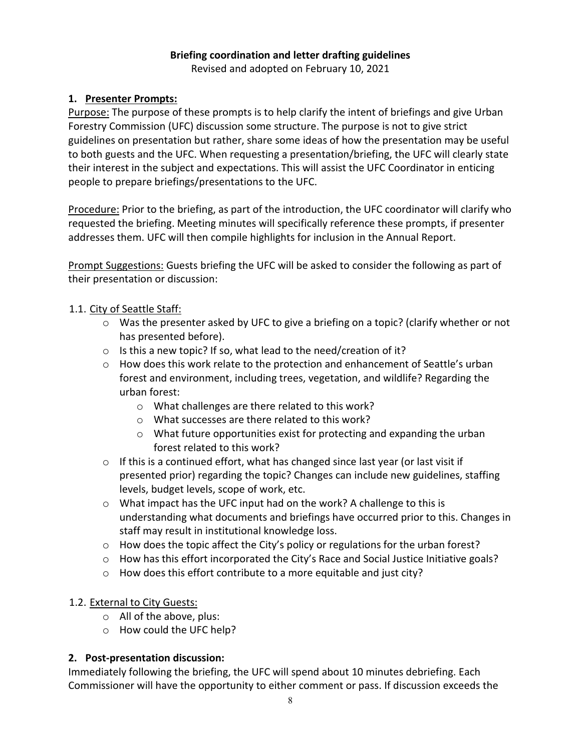**Briefing coordination and letter drafting guidelines**

Revised and adopted on February 10, 2021

## 1. Presenter Prompts:

Purpose: The purpose of these prompts is to help clarify the intent of briefings and give Urban Forestry Commission (UFC) discussion some structure. The purpose is not to give strict guidelines on presentation but rather, share some ideas of how the presentation may be useful to both guests and the UFC. When requesting a presentation/briefing, the UFC will clearly state their interest in the subject and expectations. This will assist the UFC Coordinator in enticing people to prepare briefings/presentations to the UFC.

Procedure: Prior to the briefing, as part of the introduction, the UFC coordinator will clarify who requested the briefing. Meeting minutes will specifically reference these prompts, if presenter addresses them. UFC will then compile highlights for inclusion in the Annual Report.

Prompt Suggestions: Guests briefing the UFC will be asked to consider the following as part of their presentation or discussion:

1.1. City of Seattle Staff:

- Was the presenter asked by UFC to give a briefing on a topic? (clarify whether or not has presented before).
- Is this a new topic? If so, what lead to the need/creation of it?
- How does this work relate to the protection and enhancement of Seattle's urban forest and environment, including trees, vegetation, and wildlife? Regarding the urban forest:
  - What challenges are there related to this work?
  - What successes are there related to this work?
  - What future opportunities exist for protecting and expanding the urban forest related to this work?
- If this is a continued effort, what has changed since last year (or last visit if presented prior) regarding the topic? Changes can include new guidelines, staffing levels, budget levels, scope of work, etc.
- What impact has the UFC input had on the work? A challenge to this is understanding what documents and briefings have occurred prior to this. Changes in staff may result in institutional knowledge loss.
- How does the topic affect the City's policy or regulations for the urban forest?
- How has this effort incorporated the City's Race and Social Justice Initiative goals?
- How does this effort contribute to a more equitable and just city?

1.2. External to City Guests:

- All of the above, plus:
- How could the UFC help?

## 2. Post-presentation discussion:

Immediately following the briefing, the UFC will spend about 10 minutes debriefing. Each Commissioner will have the opportunity to either comment or pass. If discussion exceeds the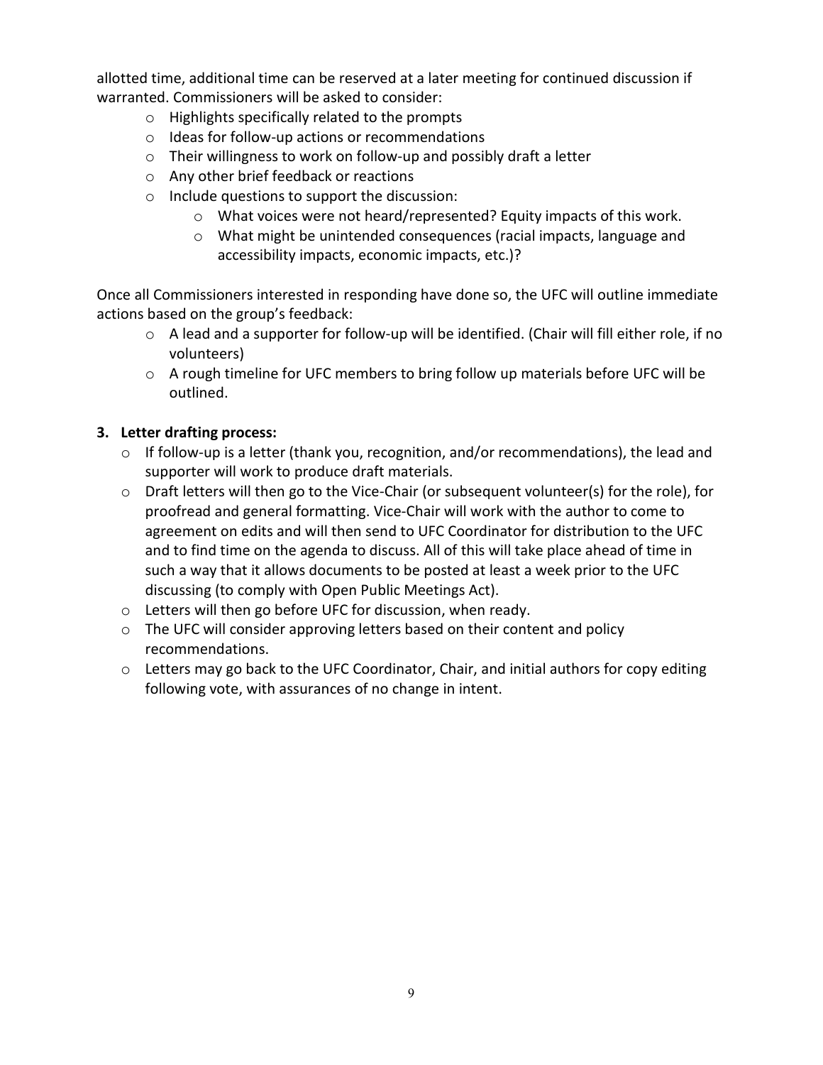allotted time, additional time can be reserved at a later meeting for continued discussion if warranted. Commissioners will be asked to consider:

- Highlights specifically related to the prompts
- Ideas for follow-up actions or recommendations
- Their willingness to work on follow-up and possibly draft a letter
- Any other brief feedback or reactions
- Include questions to support the discussion:
  - What voices were not heard/represented? Equity impacts of this work.
  - What might be unintended consequences (racial impacts, language and accessibility impacts, economic impacts, etc.)?

Once all Commissioners interested in responding have done so, the UFC will outline immediate actions based on the group's feedback:

- A lead and a supporter for follow-up will be identified. (Chair will fill either role, if no volunteers)
- A rough timeline for UFC members to bring follow up materials before UFC will be outlined.

**3. Letter drafting process:**

- If follow-up is a letter (thank you, recognition, and/or recommendations), the lead and supporter will work to produce draft materials.
- Draft letters will then go to the Vice-Chair (or subsequent volunteer(s) for the role), for proofread and general formatting. Vice-Chair will work with the author to come to agreement on edits and will then send to UFC Coordinator for distribution to the UFC and to find time on the agenda to discuss. All of this will take place ahead of time in such a way that it allows documents to be posted at least a week prior to the UFC discussing (to comply with Open Public Meetings Act).
- Letters will then go before UFC for discussion, when ready.
- The UFC will consider approving letters based on their content and policy recommendations.
- Letters may go back to the UFC Coordinator, Chair, and initial authors for copy editing following vote, with assurances of no change in intent.